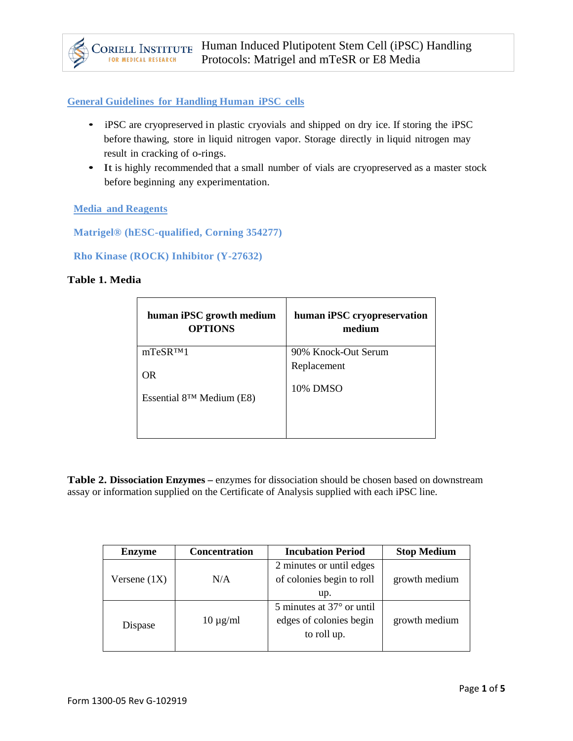# Human Induced Plutipotent Stem Cell (iPSC) Handling Protocols: Matrigel and mTeSR or E8 Media

## General Guidelines for Handling Human iPSC cells

- iPSC are cryopreserved in plastic cryovials and shipped on dry ice. If storing the iPSC before thawing, store in liquid nitrogen vapor. Storage directly in liquid nitrogen may result in cracking of o-rings.
- It is highly recommended that a small number of vials are cryopreserved as a master stock before beginning any experimentation.

## Media and Reagents

### Matrigel® (hESC-qualified, Corning 354277)

### Rho Kinase (ROCK) Inhibitor (Y-27632)

**Table 1. Media**

| human iPSC growth medium OPTIONS | human iPSC cryopreservation medium |
|---|---|
| mTeSR™1<br><br>OR<br><br>Essential 8™ Medium (E8) | 90% Knock-Out Serum Replacement<br><br>10% DMSO |

**Table 2. Dissociation Enzymes –** enzymes for dissociation should be chosen based on downstream assay or information supplied on the Certificate of Analysis supplied with each iPSC line.

| Enzyme | Concentration | Incubation Period | Stop Medium |
|---|---|---|---|
| Versene (1X) | N/A | 2 minutes or until edges of colonies begin to roll up. | growth medium |
| Dispase | 10 µg/ml | 5 minutes at 37° or until edges of colonies begin to roll up. | growth medium |

Form 1300-05 Rev G-102919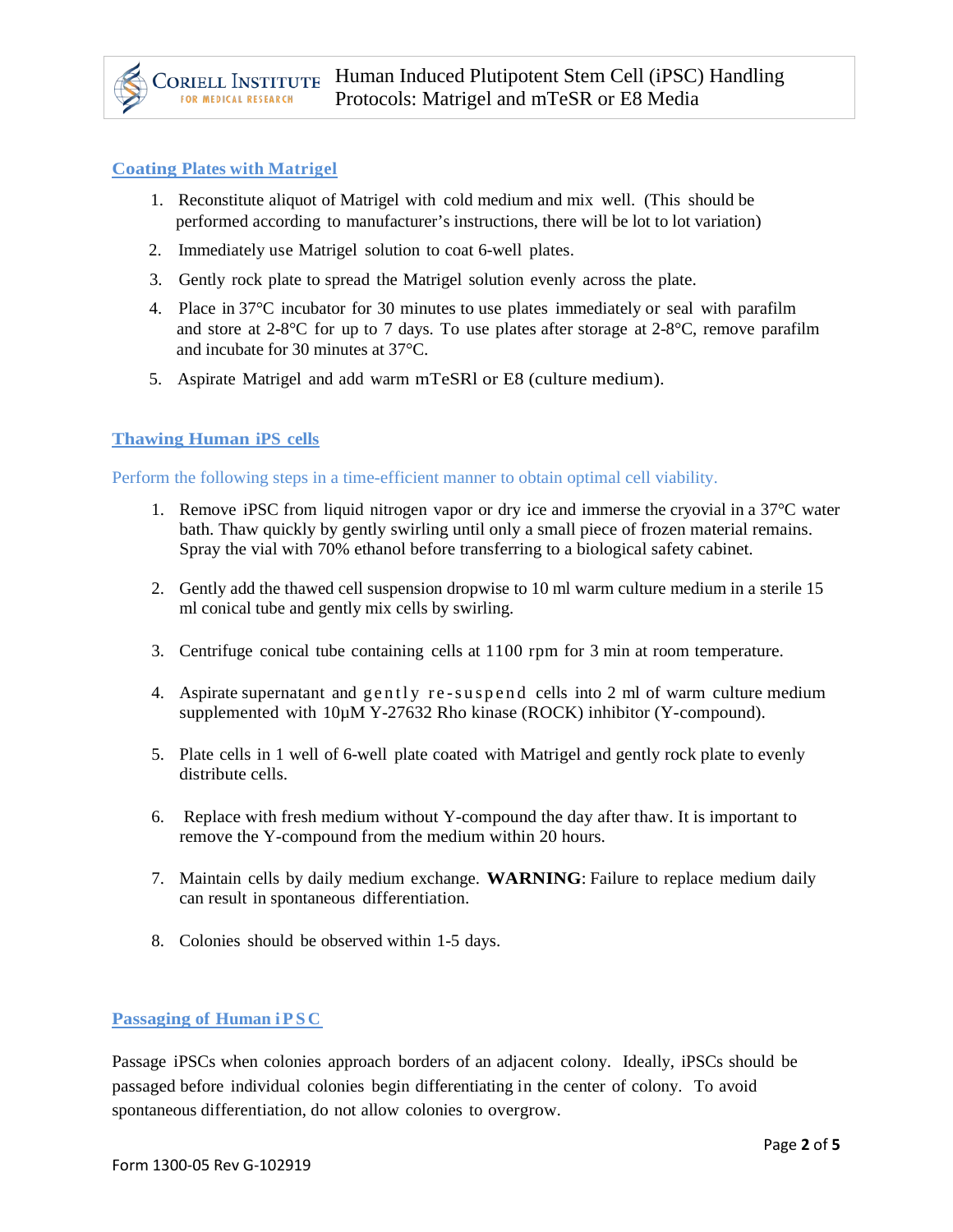## Coating Plates with Matrigel

1. Reconstitute aliquot of Matrigel with cold medium and mix well. (This should be performed according to manufacturer's instructions, there will be lot to lot variation)
2. Immediately use Matrigel solution to coat 6-well plates.
3. Gently rock plate to spread the Matrigel solution evenly across the plate.
4. Place in 37°C incubator for 30 minutes to use plates immediately or seal with parafilm and store at 2-8°C for up to 7 days. To use plates after storage at 2-8°C, remove parafilm and incubate for 30 minutes at 37°C.
5. Aspirate Matrigel and add warm mTeSRl or E8 (culture medium).

## Thawing Human iPS cells

Perform the following steps in a time-efficient manner to obtain optimal cell viability.

1. Remove iPSC from liquid nitrogen vapor or dry ice and immerse the cryovial in a 37°C water bath. Thaw quickly by gently swirling until only a small piece of frozen material remains. Spray the vial with 70% ethanol before transferring to a biological safety cabinet.
2. Gently add the thawed cell suspension dropwise to 10 ml warm culture medium in a sterile 15 ml conical tube and gently mix cells by swirling.
3. Centrifuge conical tube containing cells at 1100 rpm for 3 min at room temperature.
4. Aspirate supernatant and gently re-suspend cells into 2 ml of warm culture medium supplemented with 10µM Y-27632 Rho kinase (ROCK) inhibitor (Y-compound).
5. Plate cells in 1 well of 6-well plate coated with Matrigel and gently rock plate to evenly distribute cells.
6. Replace with fresh medium without Y-compound the day after thaw. It is important to remove the Y-compound from the medium within 20 hours.
7. Maintain cells by daily medium exchange. **WARNING**: Failure to replace medium daily can result in spontaneous differentiation.
8. Colonies should be observed within 1-5 days.

## Passaging of Human iPSC

Passage iPSCs when colonies approach borders of an adjacent colony. Ideally, iPSCs should be passaged before individual colonies begin differentiating in the center of colony. To avoid spontaneous differentiation, do not allow colonies to overgrow.

Form 1300-05 Rev G-102919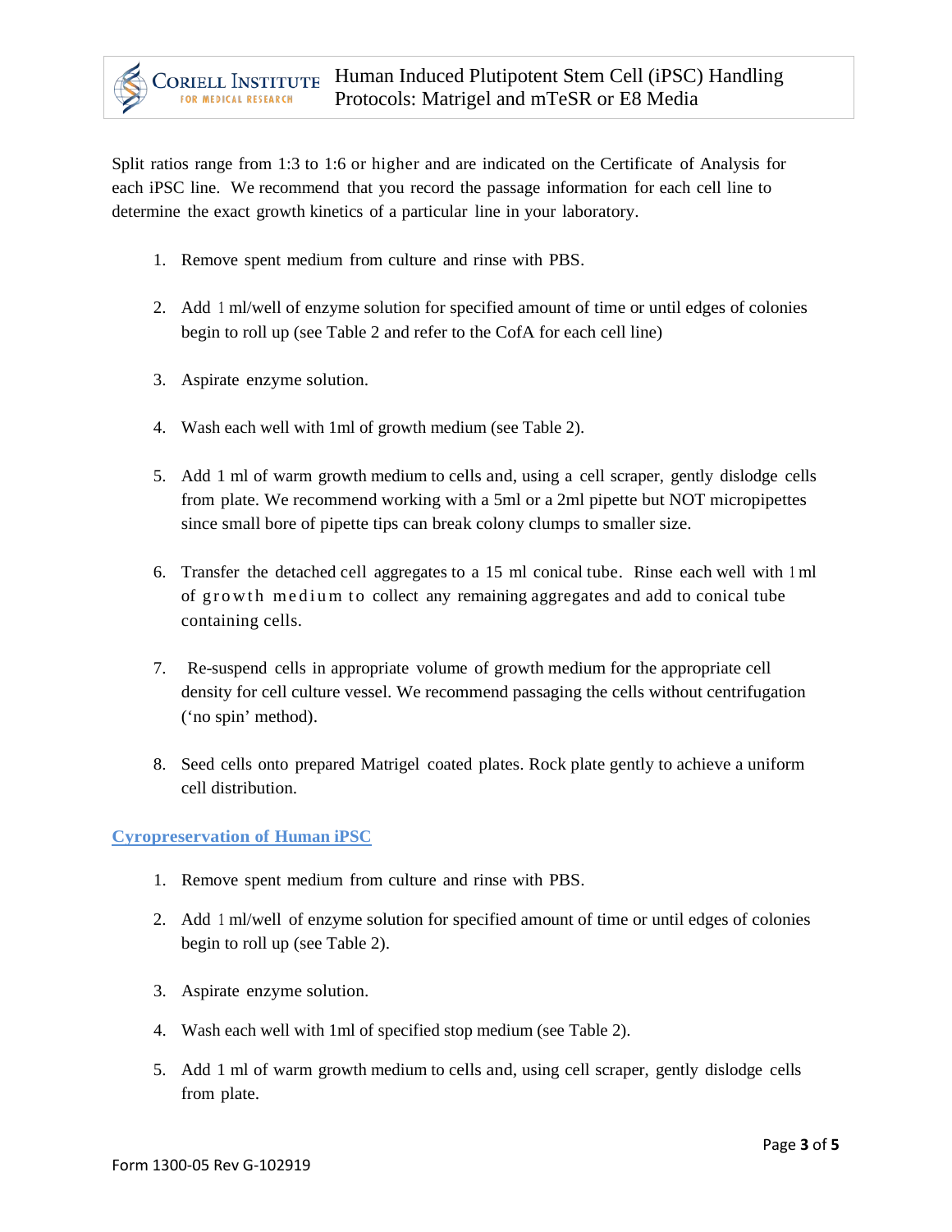Split ratios range from 1:3 to 1:6 or higher and are indicated on the Certificate of Analysis for each iPSC line. We recommend that you record the passage information for each cell line to determine the exact growth kinetics of a particular line in your laboratory.

1. Remove spent medium from culture and rinse with PBS.
2. Add 1 ml/well of enzyme solution for specified amount of time or until edges of colonies begin to roll up (see Table 2 and refer to the CofA for each cell line)
3. Aspirate enzyme solution.
4. Wash each well with 1ml of growth medium (see Table 2).
5. Add 1 ml of warm growth medium to cells and, using a cell scraper, gently dislodge cells from plate. We recommend working with a 5ml or a 2ml pipette but NOT micropipettes since small bore of pipette tips can break colony clumps to smaller size.
6. Transfer the detached cell aggregates to a 15 ml conical tube. Rinse each well with 1 ml of growth medium to collect any remaining aggregates and add to conical tube containing cells.
7. Re-suspend cells in appropriate volume of growth medium for the appropriate cell density for cell culture vessel. We recommend passaging the cells without centrifugation ('no spin' method).
8. Seed cells onto prepared Matrigel coated plates. Rock plate gently to achieve a uniform cell distribution.

## Cyropreservation of Human iPSC

1. Remove spent medium from culture and rinse with PBS.
2. Add 1 ml/well of enzyme solution for specified amount of time or until edges of colonies begin to roll up (see Table 2).
3. Aspirate enzyme solution.
4. Wash each well with 1ml of specified stop medium (see Table 2).
5. Add 1 ml of warm growth medium to cells and, using cell scraper, gently dislodge cells from plate.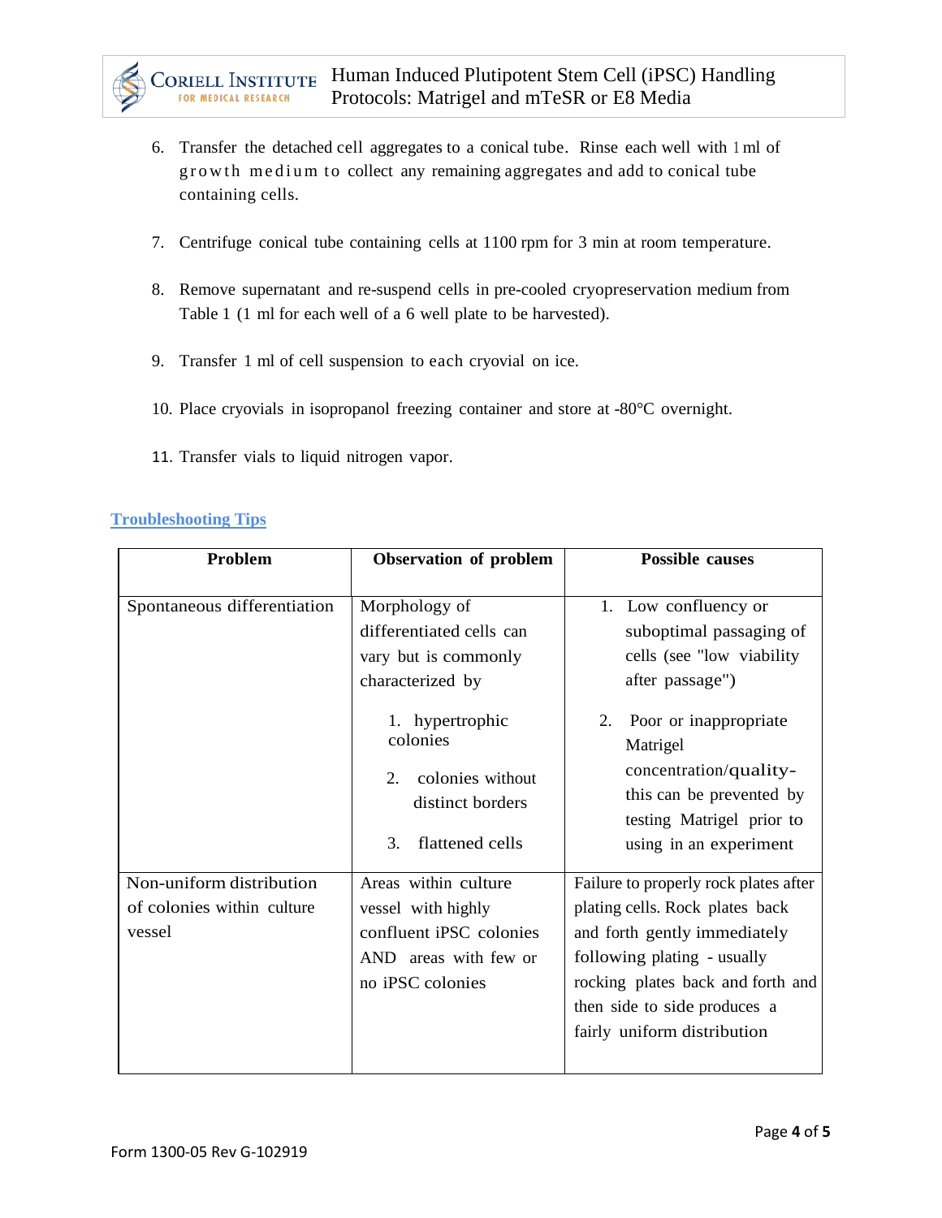6. Transfer the detached cell aggregates to a conical tube. Rinse each well with 1 ml of growth medium to collect any remaining aggregates and add to conical tube containing cells.

7. Centrifuge conical tube containing cells at 1100 rpm for 3 min at room temperature.

8. Remove supernatant and re-suspend cells in pre-cooled cryopreservation medium from Table 1 (1 ml for each well of a 6 well plate to be harvested).

9. Transfer 1 ml of cell suspension to each cryovial on ice.

10. Place cryovials in isopropanol freezing container and store at -80°C overnight.

11. Transfer vials to liquid nitrogen vapor.

## Troubleshooting Tips

| Problem | Observation of problem | Possible causes |
|---|---|---|
| Spontaneous differentiation | Morphology of differentiated cells can vary but is commonly characterized by<br>1. hypertrophic colonies<br>2. colonies without distinct borders<br>3. flattened cells | 1. Low confluency or suboptimal passaging of cells (see "low viability after passage")<br>2. Poor or inappropriate Matrigel concentration/quality- this can be prevented by testing Matrigel prior to using in an experiment |
| Non-uniform distribution of colonies within culture vessel | Areas within culture vessel with highly confluent iPSC colonies AND areas with few or no iPSC colonies | Failure to properly rock plates after plating cells. Rock plates back and forth gently immediately following plating - usually rocking plates back and forth and then side to side produces a fairly uniform distribution |

Form 1300-05 Rev G-102919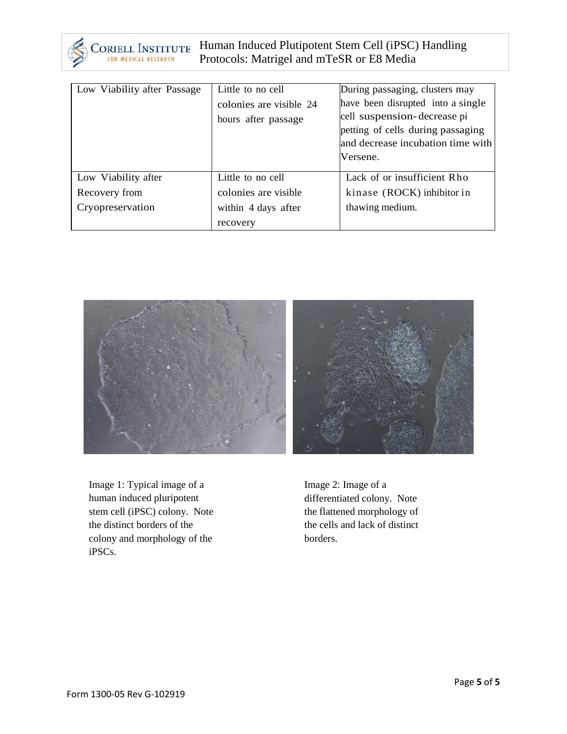| | | |
|---|---|---|
| Low Viability after Passage | Little to no cell colonies are visible 24 hours after passage | During passaging, clusters may have been disrupted into a single cell suspension- decrease pi petting of cells during passaging and decrease incubation time with Versene. |
| Low Viability after Recovery from Cryopreservation | Little to no cell colonies are visible within 4 days after recovery | Lack of or insufficient Rho kinase (ROCK) inhibitor in thawing medium. |

Image 1: Typical image of a human induced pluripotent stem cell (iPSC) colony. Note the distinct borders of the colony and morphology of the iPSCs.

Image 2: Image of a differentiated colony. Note the flattened morphology of the cells and lack of distinct borders.

Form 1300-05 Rev G-102919